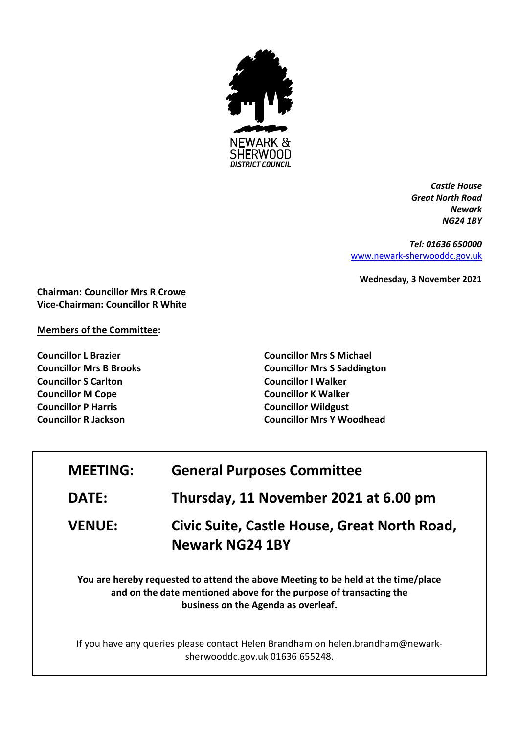NEWARK & SHERWOOD DISTRICT COUNCIL

*Castle House*
*Great North Road*
*Newark*
*NG24 1BY*

*Tel: 01636 650000*
www.newark-sherwooddc.gov.uk

**Wednesday, 3 November 2021**

**Chairman: Councillor Mrs R Crowe**
**Vice-Chairman: Councillor R White**

**Members of the Committee:**

**Councillor L Brazier**
**Councillor Mrs B Brooks**
**Councillor S Carlton**
**Councillor M Cope**
**Councillor P Harris**
**Councillor R Jackson**
**Councillor Mrs S Michael**
**Councillor Mrs S Saddington**
**Councillor I Walker**
**Councillor K Walker**
**Councillor Wildgust**
**Councillor Mrs Y Woodhead**

| | |
|---|---|
| **MEETING:** | **General Purposes Committee** |
| **DATE:** | **Thursday, 11 November 2021 at 6.00 pm** |
| **VENUE:** | **Civic Suite, Castle House, Great North Road, Newark NG24 1BY** |

**You are hereby requested to attend the above Meeting to be held at the time/place and on the date mentioned above for the purpose of transacting the business on the Agenda as overleaf.**

If you have any queries please contact Helen Brandham on helen.brandham@newark-sherwooddc.gov.uk 01636 655248.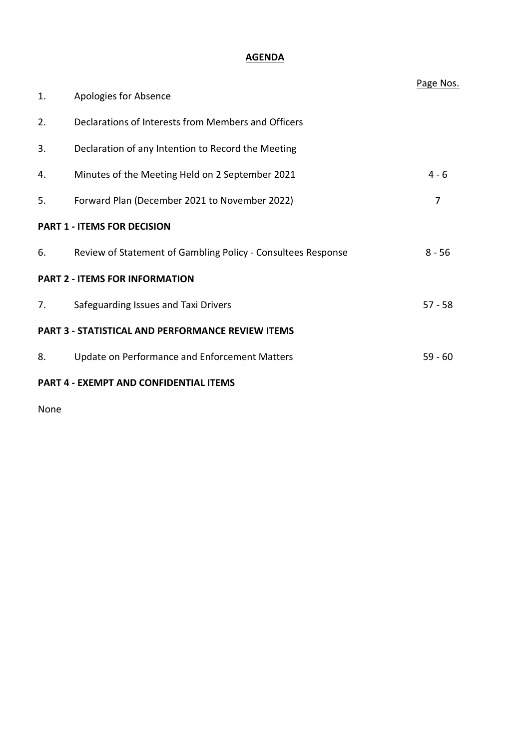# AGENDA

| | | Page Nos. |
|---|---|---|
| 1. | Apologies for Absence | |
| 2. | Declarations of Interests from Members and Officers | |
| 3. | Declaration of any Intention to Record the Meeting | |
| 4. | Minutes of the Meeting Held on 2 September 2021 | 4 - 6 |
| 5. | Forward Plan (December 2021 to November 2022) | 7 |

**PART 1 - ITEMS FOR DECISION**

| | | |
|---|---|---|
| 6. | Review of Statement of Gambling Policy - Consultees Response | 8 - 56 |

**PART 2 - ITEMS FOR INFORMATION**

| | | |
|---|---|---|
| 7. | Safeguarding Issues and Taxi Drivers | 57 - 58 |

**PART 3 - STATISTICAL AND PERFORMANCE REVIEW ITEMS**

| | | |
|---|---|---|
| 8. | Update on Performance and Enforcement Matters | 59 - 60 |

**PART 4 - EXEMPT AND CONFIDENTIAL ITEMS**

None